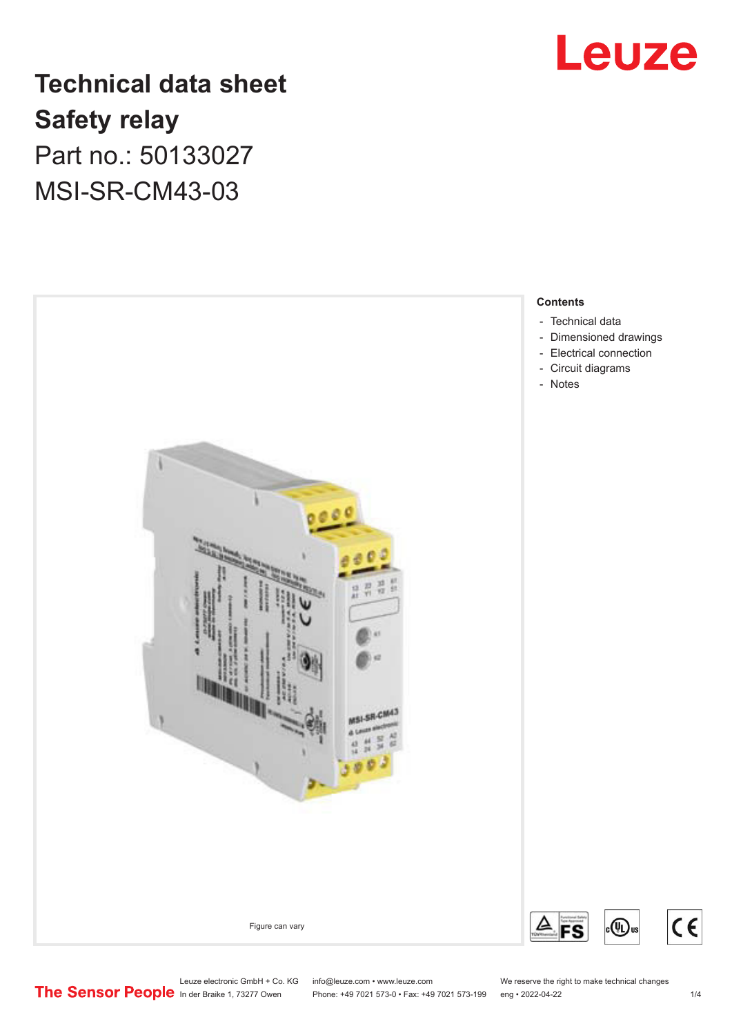# Technical data sheet

# Safety relay

## Part no.: 50133027

## MSI-SR-CM43-03

Figure can vary

**Contents**

- Technical data
- Dimensioned drawings
- Electrical connection
- Circuit diagrams
- Notes

Leuze electronic GmbH + Co. KG
In der Braike 1, 73277 Owen

info@leuze.com • www.leuze.com
Phone: +49 7021 573-0 • Fax: +49 7021 573-199

We reserve the right to make technical changes
eng • 2022-04-22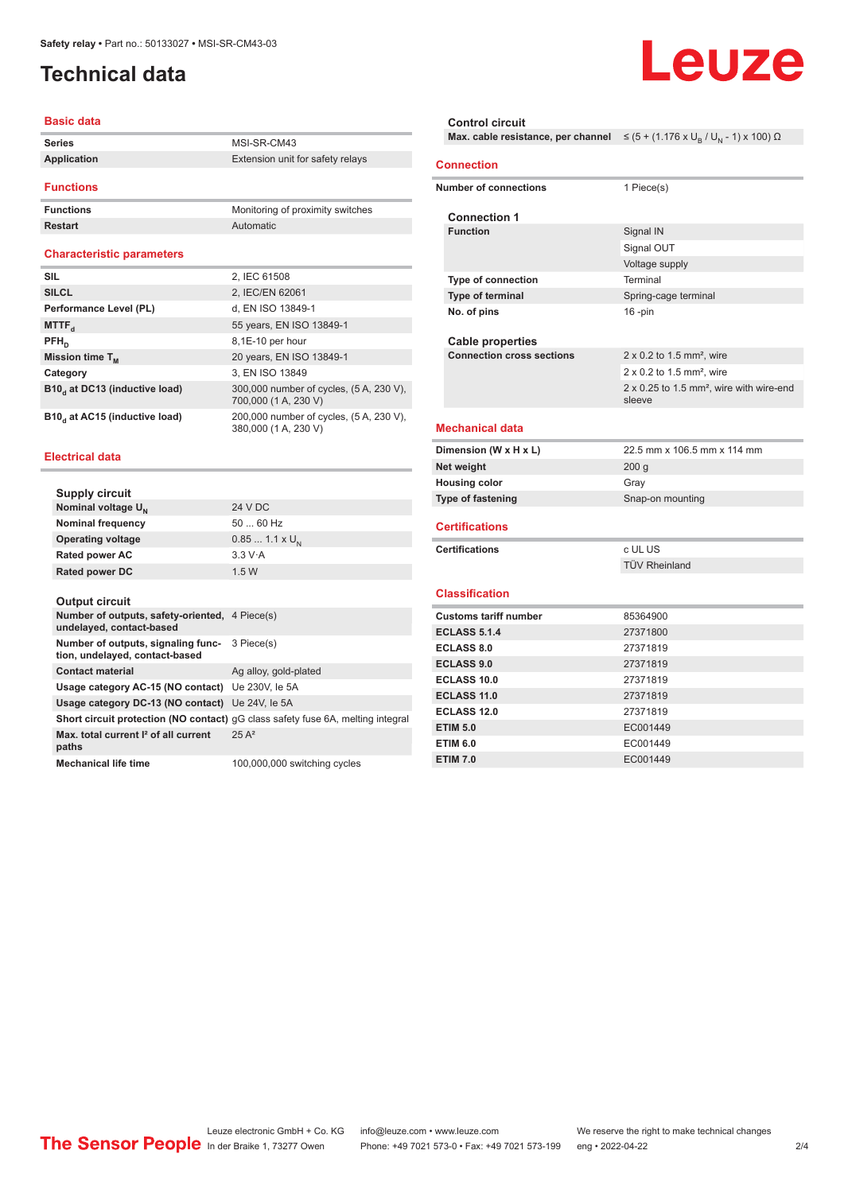Safety relay • Part no.: 50133027 • MSI-SR-CM43-03

# Technical data

## Basic data

| | |
|---|---|
| **Series** | MSI-SR-CM43 |
| **Application** | Extension unit for safety relays |

## Functions

| | |
|---|---|
| **Functions** | Monitoring of proximity switches |
| **Restart** | Automatic |

## Characteristic parameters

| | |
|---|---|
| **SIL** | 2, IEC 61508 |
| **SILCL** | 2, IEC/EN 62061 |
| **Performance Level (PL)** | d, EN ISO 13849-1 |
| **$MTTF_d$** | 55 years, EN ISO 13849-1 |
| **$PFH_D$** | 8,1E-10 per hour |
| **Mission time $T_M$** | 20 years, EN ISO 13849-1 |
| **Category** | 3, EN ISO 13849 |
| **$B10_d$ at DC13 (inductive load)** | 300,000 number of cycles, (5 A, 230 V), 700,000 (1 A, 230 V) |
| **$B10_d$ at AC15 (inductive load)** | 200,000 number of cycles, (5 A, 230 V), 380,000 (1 A, 230 V) |

## Electrical data

### Supply circuit

| | |
|---|---|
| **Nominal voltage $U_N$** | 24 V DC |
| **Nominal frequency** | 50 ... 60 Hz |
| **Operating voltage** | 0.85 ... 1.1 x $U_N$ |
| **Rated power AC** | 3.3 V·A |
| **Rated power DC** | 1.5 W |

### Output circuit

| | |
|---|---|
| **Number of outputs, safety-oriented, undelayed, contact-based** | 4 Piece(s) |
| **Number of outputs, signaling function, undelayed, contact-based** | 3 Piece(s) |
| **Contact material** | Ag alloy, gold-plated |
| **Usage category AC-15 (NO contact)** | Ue 230V, Ie 5A |
| **Usage category DC-13 (NO contact)** | Ue 24V, Ie 5A |
| **Short circuit protection (NO contact)** | gG class safety fuse 6A, melting integral |
| **Max. total current I² of all current paths** | 25 A² |
| **Mechanical life time** | 100,000,000 switching cycles |

### Control circuit

| | |
|---|---|
| **Max. cable resistance, per channel** | ≤ (5 + (1.176 x $U_B$ / $U_N$ - 1) x 100) Ω |

## Connection

| | |
|---|---|
| **Number of connections** | 1 Piece(s) |

### Connection 1

| | |
|---|---|
| **Function** | Signal IN |
| | Signal OUT |
| | Voltage supply |
| **Type of connection** | Terminal |
| **Type of terminal** | Spring-cage terminal |
| **No. of pins** | 16 -pin |

### Cable properties

| | |
|---|---|
| **Connection cross sections** | 2 x 0.2 to 1.5 mm², wire |
| | 2 x 0.2 to 1.5 mm², wire |
| | 2 x 0.25 to 1.5 mm², wire with wire-end sleeve |

## Mechanical data

| | |
|---|---|
| **Dimension (W x H x L)** | 22.5 mm x 106.5 mm x 114 mm |
| **Net weight** | 200 g |
| **Housing color** | Gray |
| **Type of fastening** | Snap-on mounting |

## Certifications

| | |
|---|---|
| **Certifications** | c UL US |
| | TÜV Rheinland |

## Classification

| | |
|---|---|
| **Customs tariff number** | 85364900 |
| **ECLASS 5.1.4** | 27371800 |
| **ECLASS 8.0** | 27371819 |
| **ECLASS 9.0** | 27371819 |
| **ECLASS 10.0** | 27371819 |
| **ECLASS 11.0** | 27371819 |
| **ECLASS 12.0** | 27371819 |
| **ETIM 5.0** | EC001449 |
| **ETIM 6.0** | EC001449 |
| **ETIM 7.0** | EC001449 |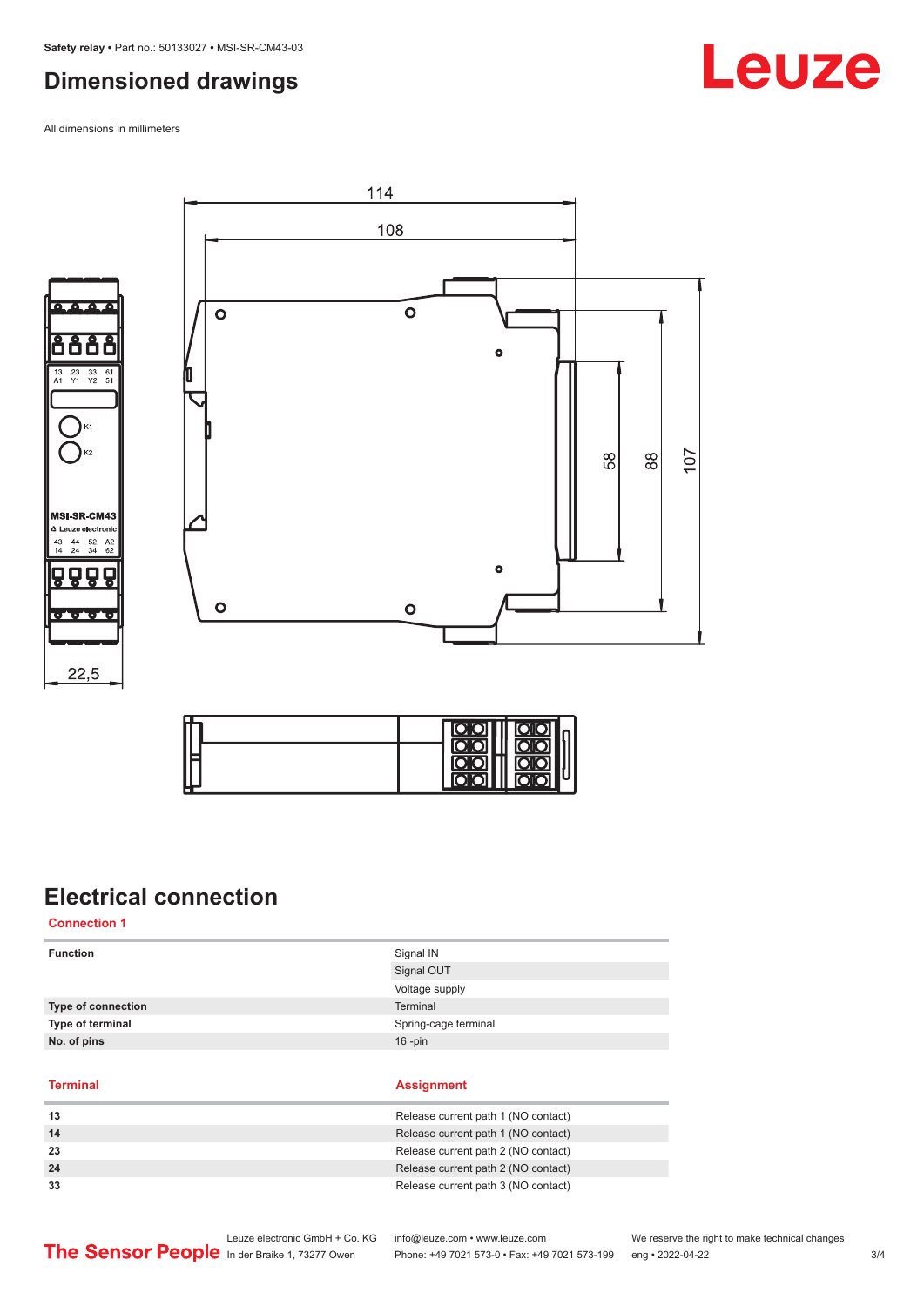# Dimensioned drawings

All dimensions in millimeters

# Electrical connection

## Connection 1

| | |
|---|---|
| **Function** | Signal IN |
| | Signal OUT |
| | Voltage supply |
| **Type of connection** | Terminal |
| **Type of terminal** | Spring-cage terminal |
| **No. of pins** | 16 -pin |

| Terminal | Assignment |
|---|---|
| **13** | Release current path 1 (NO contact) |
| **14** | Release current path 1 (NO contact) |
| **23** | Release current path 2 (NO contact) |
| **24** | Release current path 2 (NO contact) |
| **33** | Release current path 3 (NO contact) |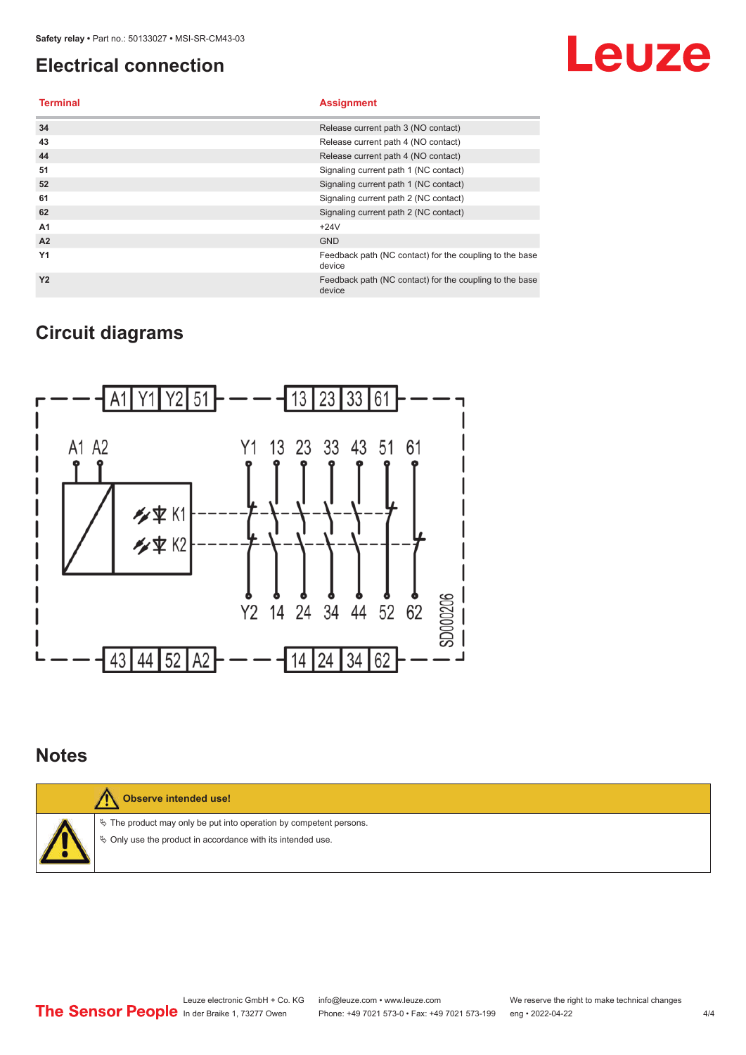## Electrical connection

| Terminal | Assignment |
|---|---|
| 34 | Release current path 3 (NO contact) |
| 43 | Release current path 4 (NO contact) |
| 44 | Release current path 4 (NO contact) |
| 51 | Signaling current path 1 (NC contact) |
| 52 | Signaling current path 1 (NC contact) |
| 61 | Signaling current path 2 (NC contact) |
| 62 | Signaling current path 2 (NC contact) |
| A1 | +24V |
| A2 | GND |
| Y1 | Feedback path (NC contact) for the coupling to the base device |
| Y2 | Feedback path (NC contact) for the coupling to the base device |

## Circuit diagrams

A1 Y1 Y2 51
13 23 33 61
A1 A2
Y1 13 23 33 43 51 61
K1
K2
Y2 14 24 34 44 52 62
SD000206
43 44 52 A2
14 24 34 62

## Notes

**Observe intended use!**

- The product may only be put into operation by competent persons.
- Only use the product in accordance with its intended use.